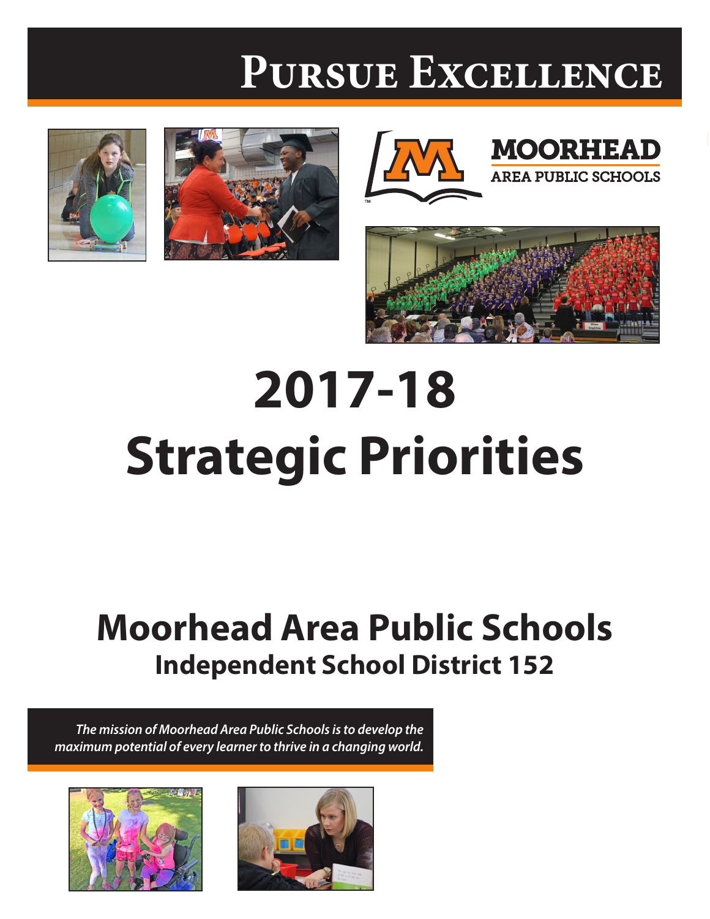# Pursue Excellence

MOORHEAD
AREA PUBLIC SCHOOLS

# 2017-18
# Strategic Priorities

## Moorhead Area Public Schools
### Independent School District 152

*The mission of Moorhead Area Public Schools is to develop the maximum potential of every learner to thrive in a changing world.*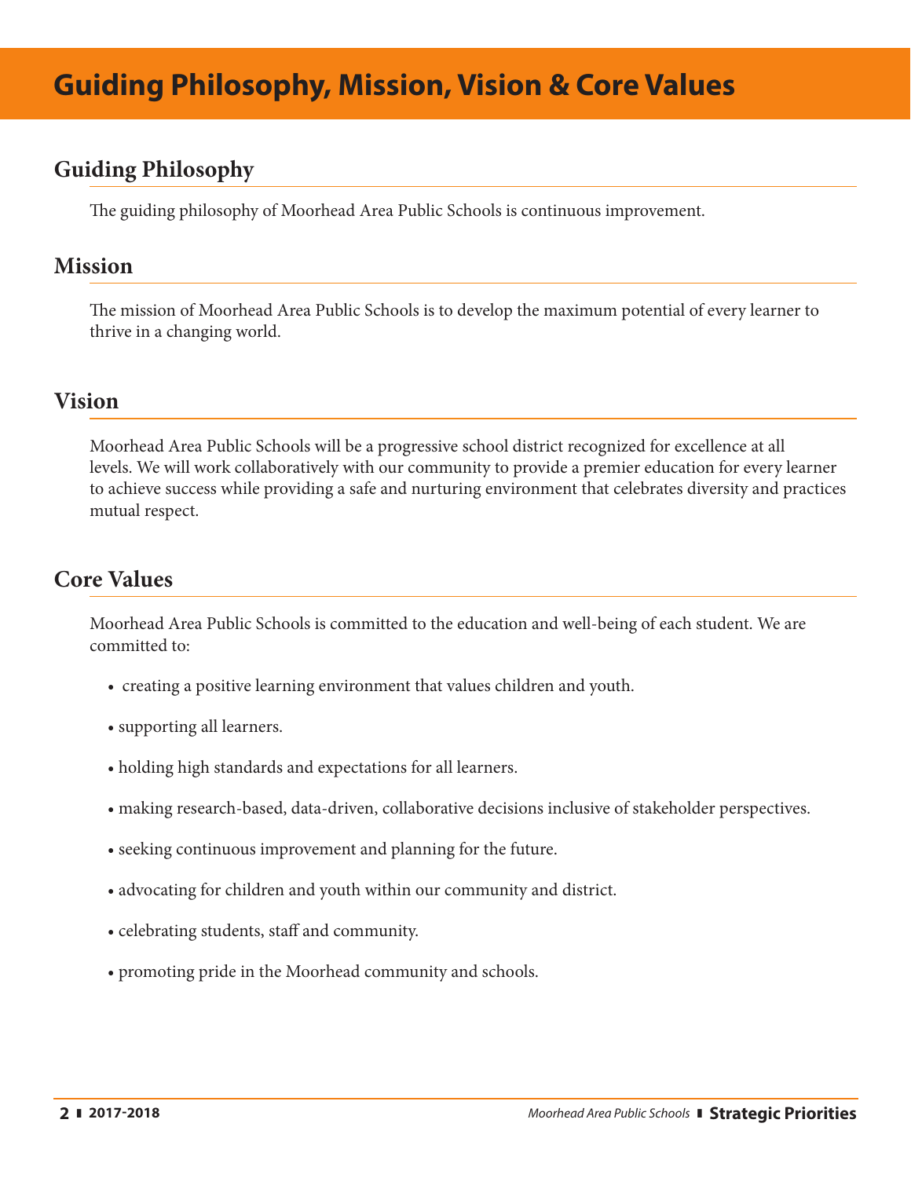# Guiding Philosophy, Mission, Vision & Core Values

## Guiding Philosophy

The guiding philosophy of Moorhead Area Public Schools is continuous improvement.

## Mission

The mission of Moorhead Area Public Schools is to develop the maximum potential of every learner to thrive in a changing world.

## Vision

Moorhead Area Public Schools will be a progressive school district recognized for excellence at all levels. We will work collaboratively with our community to provide a premier education for every learner to achieve success while providing a safe and nurturing environment that celebrates diversity and practices mutual respect.

## Core Values

Moorhead Area Public Schools is committed to the education and well-being of each student. We are committed to:

- creating a positive learning environment that values children and youth.
- supporting all learners.
- holding high standards and expectations for all learners.
- making research-based, data-driven, collaborative decisions inclusive of stakeholder perspectives.
- seeking continuous improvement and planning for the future.
- advocating for children and youth within our community and district.
- celebrating students, staff and community.
- promoting pride in the Moorhead community and schools.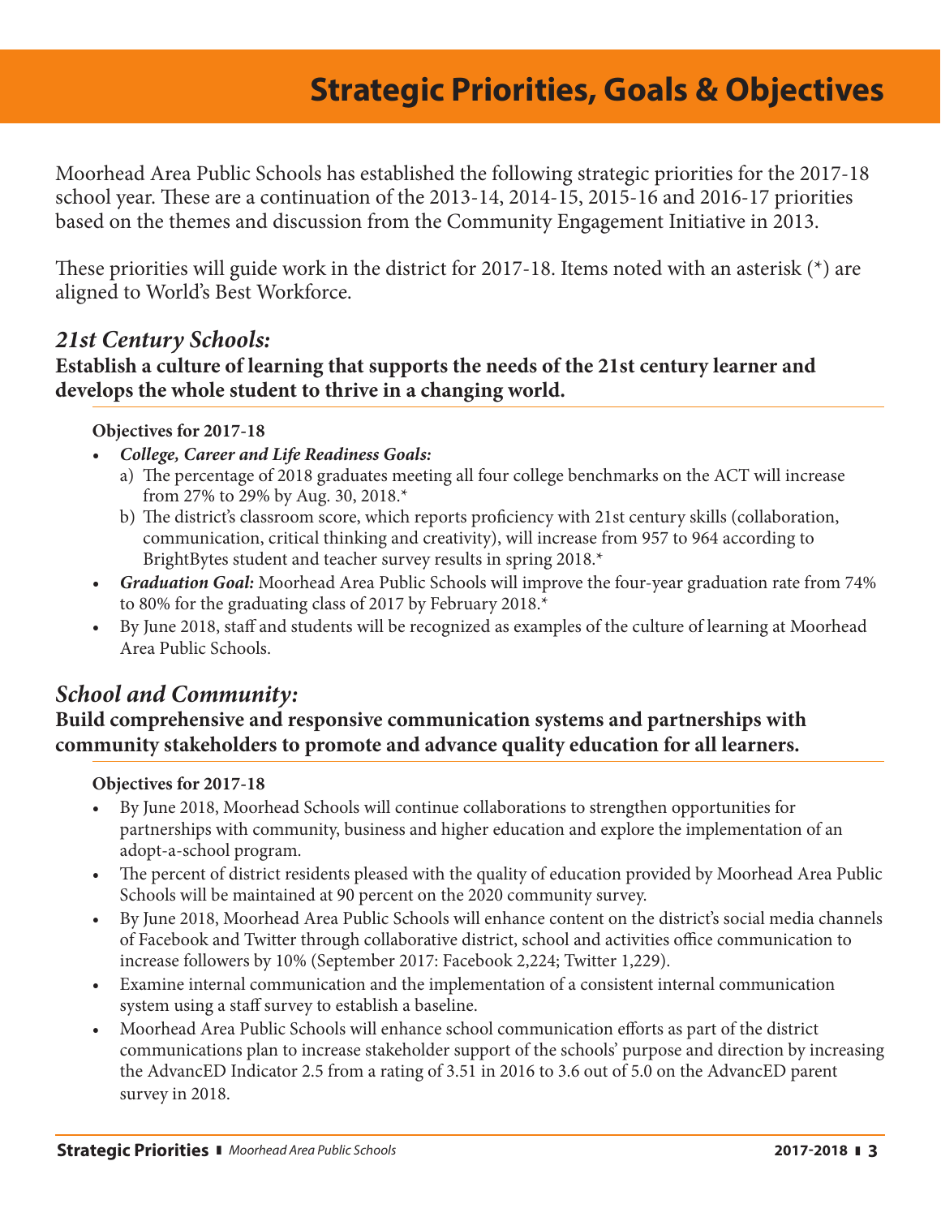# Strategic Priorities, Goals & Objectives

Moorhead Area Public Schools has established the following strategic priorities for the 2017-18 school year. These are a continuation of the 2013-14, 2014-15, 2015-16 and 2016-17 priorities based on the themes and discussion from the Community Engagement Initiative in 2013.

These priorities will guide work in the district for 2017-18. Items noted with an asterisk (*) are aligned to World's Best Workforce.

## *21st Century Schools:*

**Establish a culture of learning that supports the needs of the 21st century learner and develops the whole student to thrive in a changing world.**

**Objectives for 2017-18**

- ***College, Career and Life Readiness Goals:***
  a) The percentage of 2018 graduates meeting all four college benchmarks on the ACT will increase from 27% to 29% by Aug. 30, 2018.*
  b) The district's classroom score, which reports proficiency with 21st century skills (collaboration, communication, critical thinking and creativity), will increase from 957 to 964 according to BrightBytes student and teacher survey results in spring 2018.*
- ***Graduation Goal:*** Moorhead Area Public Schools will improve the four-year graduation rate from 74% to 80% for the graduating class of 2017 by February 2018.*
- By June 2018, staff and students will be recognized as examples of the culture of learning at Moorhead Area Public Schools.

## *School and Community:*

**Build comprehensive and responsive communication systems and partnerships with community stakeholders to promote and advance quality education for all learners.**

**Objectives for 2017-18**

- By June 2018, Moorhead Schools will continue collaborations to strengthen opportunities for partnerships with community, business and higher education and explore the implementation of an adopt-a-school program.
- The percent of district residents pleased with the quality of education provided by Moorhead Area Public Schools will be maintained at 90 percent on the 2020 community survey.
- By June 2018, Moorhead Area Public Schools will enhance content on the district's social media channels of Facebook and Twitter through collaborative district, school and activities office communication to increase followers by 10% (September 2017: Facebook 2,224; Twitter 1,229).
- Examine internal communication and the implementation of a consistent internal communication system using a staff survey to establish a baseline.
- Moorhead Area Public Schools will enhance school communication efforts as part of the district communications plan to increase stakeholder support of the schools' purpose and direction by increasing the AdvancED Indicator 2.5 from a rating of 3.51 in 2016 to 3.6 out of 5.0 on the AdvancED parent survey in 2018.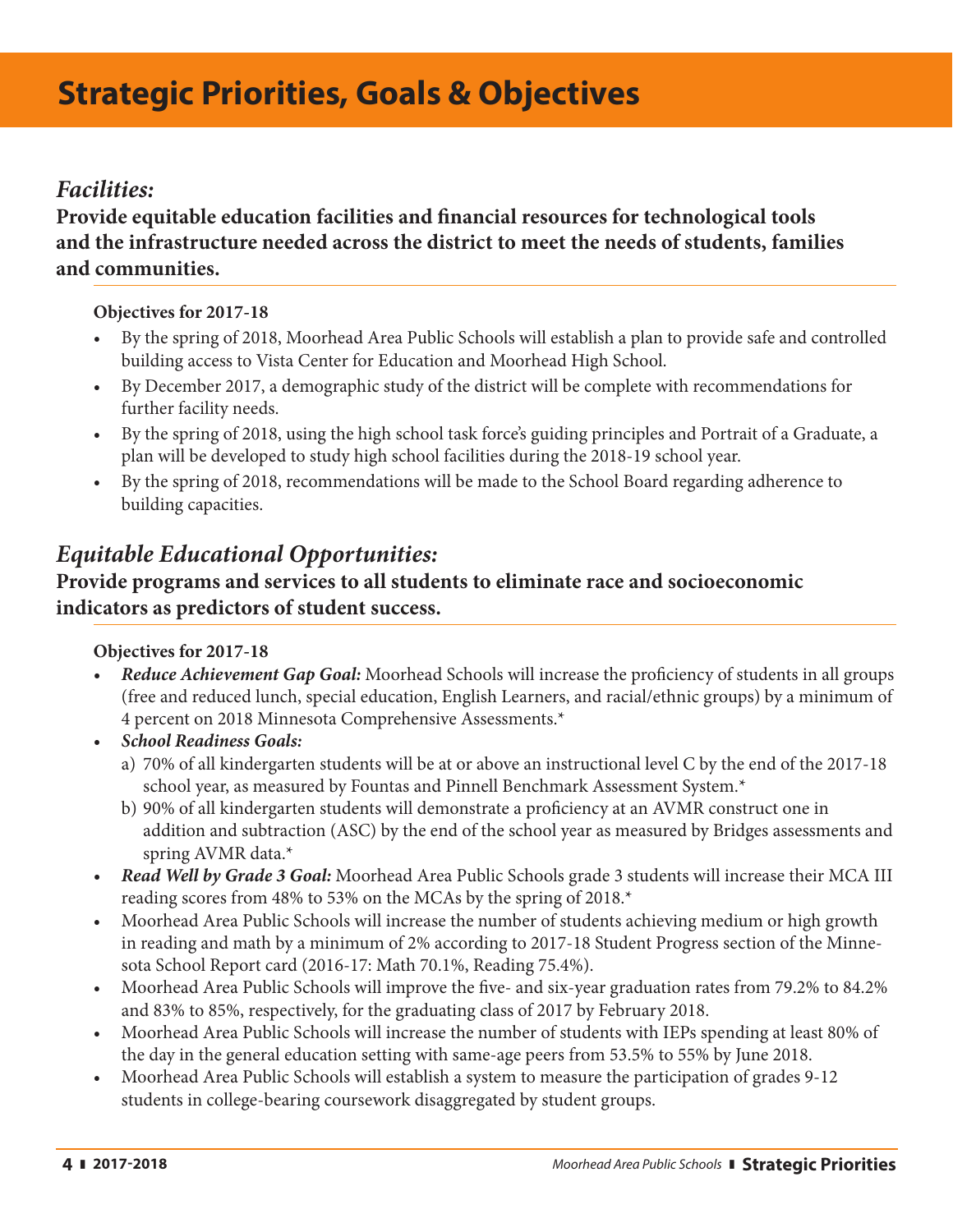# Strategic Priorities, Goals & Objectives

## *Facilities:*

**Provide equitable education facilities and financial resources for technological tools and the infrastructure needed across the district to meet the needs of students, families and communities.**

**Objectives for 2017-18**

- By the spring of 2018, Moorhead Area Public Schools will establish a plan to provide safe and controlled building access to Vista Center for Education and Moorhead High School.
- By December 2017, a demographic study of the district will be complete with recommendations for further facility needs.
- By the spring of 2018, using the high school task force's guiding principles and Portrait of a Graduate, a plan will be developed to study high school facilities during the 2018-19 school year.
- By the spring of 2018, recommendations will be made to the School Board regarding adherence to building capacities.

## *Equitable Educational Opportunities:*

**Provide programs and services to all students to eliminate race and socioeconomic indicators as predictors of student success.**

**Objectives for 2017-18**

- ***Reduce Achievement Gap Goal:*** Moorhead Schools will increase the proficiency of students in all groups (free and reduced lunch, special education, English Learners, and racial/ethnic groups) by a minimum of 4 percent on 2018 Minnesota Comprehensive Assessments.*
- ***School Readiness Goals:***
  a) 70% of all kindergarten students will be at or above an instructional level C by the end of the 2017-18 school year, as measured by Fountas and Pinnell Benchmark Assessment System.*
  b) 90% of all kindergarten students will demonstrate a proficiency at an AVMR construct one in addition and subtraction (ASC) by the end of the school year as measured by Bridges assessments and spring AVMR data.*
- ***Read Well by Grade 3 Goal:*** Moorhead Area Public Schools grade 3 students will increase their MCA III reading scores from 48% to 53% on the MCAs by the spring of 2018.*
- Moorhead Area Public Schools will increase the number of students achieving medium or high growth in reading and math by a minimum of 2% according to 2017-18 Student Progress section of the Minnesota School Report card (2016-17: Math 70.1%, Reading 75.4%).
- Moorhead Area Public Schools will improve the five- and six-year graduation rates from 79.2% to 84.2% and 83% to 85%, respectively, for the graduating class of 2017 by February 2018.
- Moorhead Area Public Schools will increase the number of students with IEPs spending at least 80% of the day in the general education setting with same-age peers from 53.5% to 55% by June 2018.
- Moorhead Area Public Schools will establish a system to measure the participation of grades 9-12 students in college-bearing coursework disaggregated by student groups.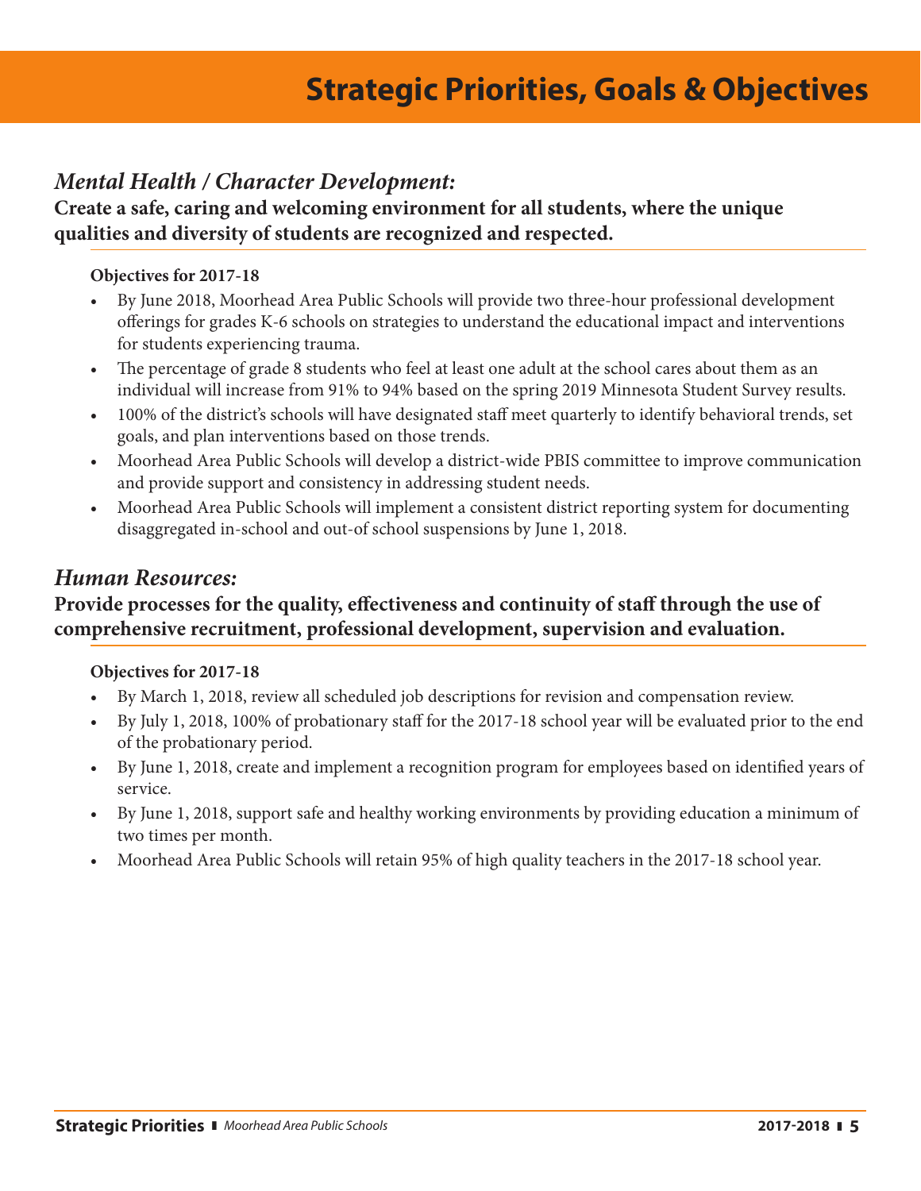# Strategic Priorities, Goals & Objectives

## *Mental Health / Character Development:*

**Create a safe, caring and welcoming environment for all students, where the unique qualities and diversity of students are recognized and respected.**

**Objectives for 2017-18**

- By June 2018, Moorhead Area Public Schools will provide two three-hour professional development offerings for grades K-6 schools on strategies to understand the educational impact and interventions for students experiencing trauma.
- The percentage of grade 8 students who feel at least one adult at the school cares about them as an individual will increase from 91% to 94% based on the spring 2019 Minnesota Student Survey results.
- 100% of the district's schools will have designated staff meet quarterly to identify behavioral trends, set goals, and plan interventions based on those trends.
- Moorhead Area Public Schools will develop a district-wide PBIS committee to improve communication and provide support and consistency in addressing student needs.
- Moorhead Area Public Schools will implement a consistent district reporting system for documenting disaggregated in-school and out-of school suspensions by June 1, 2018.

## *Human Resources:*

**Provide processes for the quality, effectiveness and continuity of staff through the use of comprehensive recruitment, professional development, supervision and evaluation.**

**Objectives for 2017-18**

- By March 1, 2018, review all scheduled job descriptions for revision and compensation review.
- By July 1, 2018, 100% of probationary staff for the 2017-18 school year will be evaluated prior to the end of the probationary period.
- By June 1, 2018, create and implement a recognition program for employees based on identified years of service.
- By June 1, 2018, support safe and healthy working environments by providing education a minimum of two times per month.
- Moorhead Area Public Schools will retain 95% of high quality teachers in the 2017-18 school year.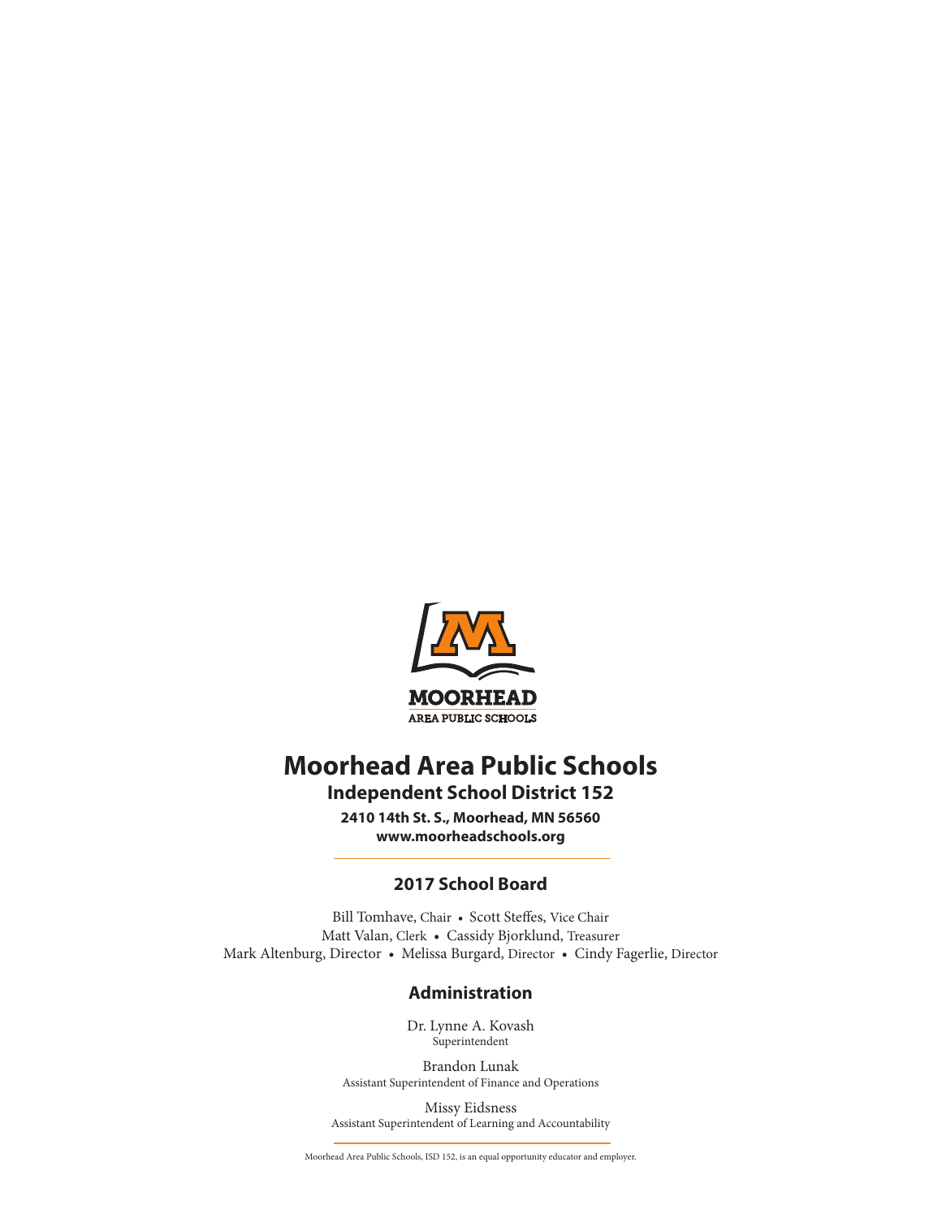MOORHEAD
AREA PUBLIC SCHOOLS

# Moorhead Area Public Schools

## Independent School District 152

**2410 14th St. S., Moorhead, MN 56560**
**www.moorheadschools.org**

---

### 2017 School Board

Bill Tomhave, Chair • Scott Steffes, Vice Chair
Matt Valan, Clerk • Cassidy Bjorklund, Treasurer
Mark Altenburg, Director • Melissa Burgard, Director • Cindy Fagerlie, Director

### Administration

Dr. Lynne A. Kovash
Superintendent

Brandon Lunak
Assistant Superintendent of Finance and Operations

Missy Eidsness
Assistant Superintendent of Learning and Accountability

---

Moorhead Area Public Schools, ISD 152, is an equal opportunity educator and employer.